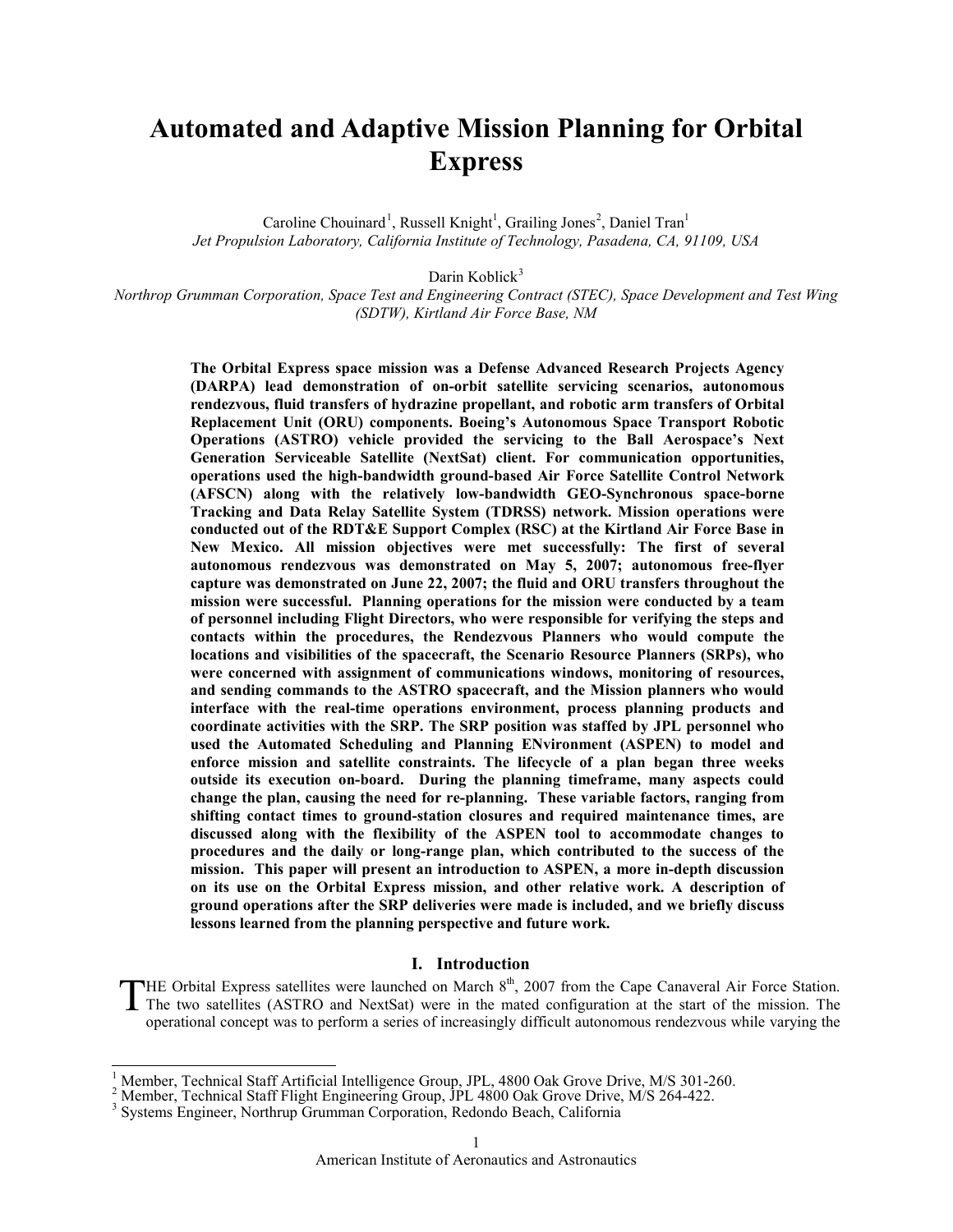# Automated and Adaptive Mission Planning for Orbital Express

Caroline Chouinard[1], Russell Knight[1], Grailing Jones[2], Daniel Tran[1]
*Jet Propulsion Laboratory, California Institute of Technology, Pasadena, CA, 91109, USA*

Darin Koblick[3]
*Northrop Grumman Corporation, Space Test and Engineering Contract (STEC), Space Development and Test Wing (SDTW), Kirtland Air Force Base, NM*

**The Orbital Express space mission was a Defense Advanced Research Projects Agency (DARPA) lead demonstration of on-orbit satellite servicing scenarios, autonomous rendezvous, fluid transfers of hydrazine propellant, and robotic arm transfers of Orbital Replacement Unit (ORU) components. Boeing's Autonomous Space Transport Robotic Operations (ASTRO) vehicle provided the servicing to the Ball Aerospace's Next Generation Serviceable Satellite (NextSat) client. For communication opportunities, operations used the high-bandwidth ground-based Air Force Satellite Control Network (AFSCN) along with the relatively low-bandwidth GEO-Synchronous space-borne Tracking and Data Relay Satellite System (TDRSS) network. Mission operations were conducted out of the RDT&E Support Complex (RSC) at the Kirtland Air Force Base in New Mexico. All mission objectives were met successfully: The first of several autonomous rendezvous was demonstrated on May 5, 2007; autonomous free-flyer capture was demonstrated on June 22, 2007; the fluid and ORU transfers throughout the mission were successful. Planning operations for the mission were conducted by a team of personnel including Flight Directors, who were responsible for verifying the steps and contacts within the procedures, the Rendezvous Planners who would compute the locations and visibilities of the spacecraft, the Scenario Resource Planners (SRPs), who were concerned with assignment of communications windows, monitoring of resources, and sending commands to the ASTRO spacecraft, and the Mission planners who would interface with the real-time operations environment, process planning products and coordinate activities with the SRP. The SRP position was staffed by JPL personnel who used the Automated Scheduling and Planning ENvironment (ASPEN) to model and enforce mission and satellite constraints. The lifecycle of a plan began three weeks outside its execution on-board. During the planning timeframe, many aspects could change the plan, causing the need for re-planning. These variable factors, ranging from shifting contact times to ground-station closures and required maintenance times, are discussed along with the flexibility of the ASPEN tool to accommodate changes to procedures and the daily or long-range plan, which contributed to the success of the mission. This paper will present an introduction to ASPEN, a more in-depth discussion on its use on the Orbital Express mission, and other relative work. A description of ground operations after the SRP deliveries were made is included, and we briefly discuss lessons learned from the planning perspective and future work.**

## I. Introduction

THE Orbital Express satellites were launched on March 8th, 2007 from the Cape Canaveral Air Force Station. The two satellites (ASTRO and NextSat) were in the mated configuration at the start of the mission. The operational concept was to perform a series of increasingly difficult autonomous rendezvous while varying the

[1] Member, Technical Staff Artificial Intelligence Group, JPL, 4800 Oak Grove Drive, M/S 301-260.
[2] Member, Technical Staff Flight Engineering Group, JPL 4800 Oak Grove Drive, M/S 264-422.
[3] Systems Engineer, Northrup Grumman Corporation, Redondo Beach, California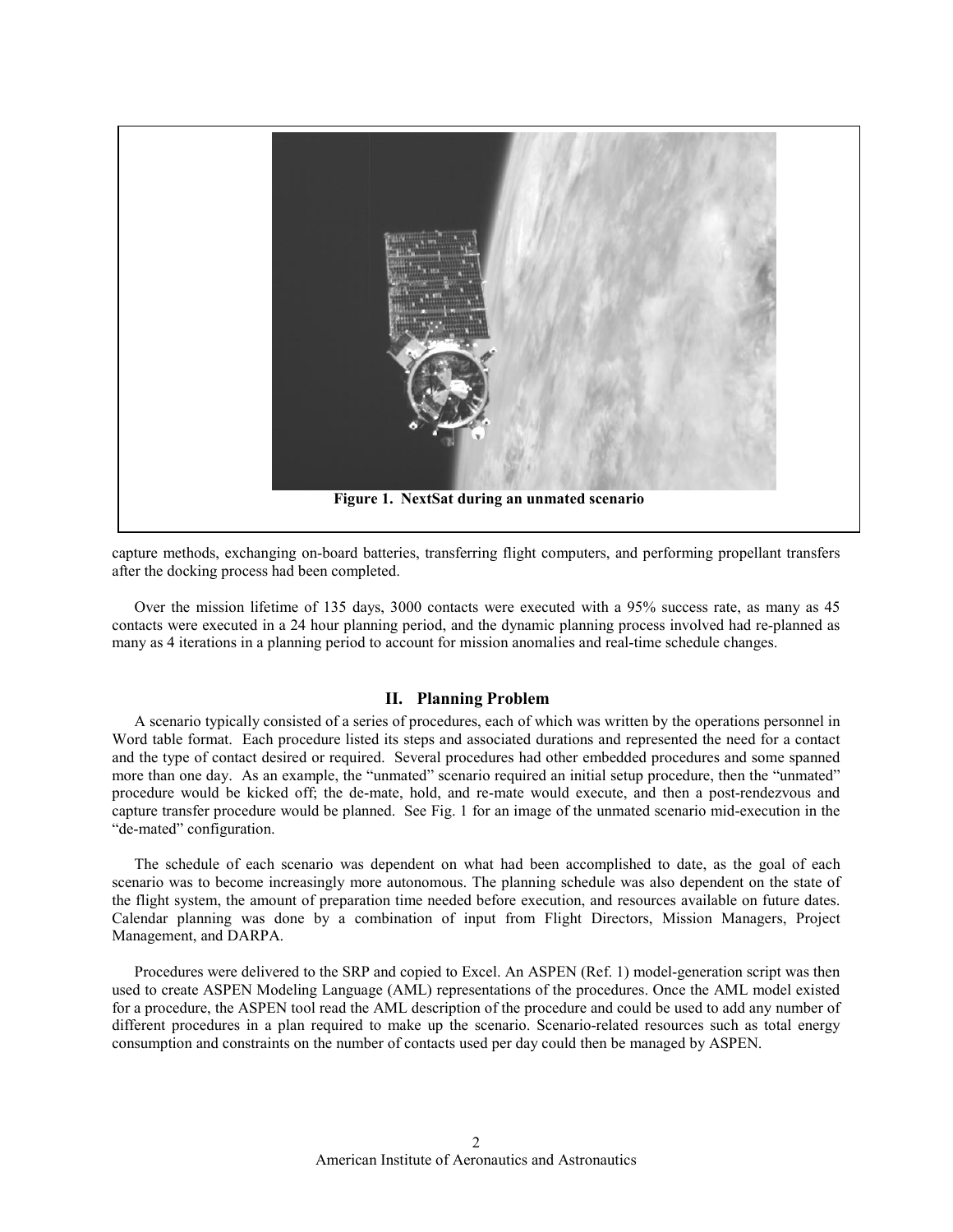Figure 1. NextSat during an unmated scenario

capture methods, exchanging on-board batteries, transferring flight computers, and performing propellant transfers after the docking process had been completed.

Over the mission lifetime of 135 days, 3000 contacts were executed with a 95% success rate, as many as 45 contacts were executed in a 24 hour planning period, and the dynamic planning process involved had re-planned as many as 4 iterations in a planning period to account for mission anomalies and real-time schedule changes.

## II. Planning Problem

A scenario typically consisted of a series of procedures, each of which was written by the operations personnel in Word table format. Each procedure listed its steps and associated durations and represented the need for a contact and the type of contact desired or required. Several procedures had other embedded procedures and some spanned more than one day. As an example, the "unmated" scenario required an initial setup procedure, then the "unmated" procedure would be kicked off; the de-mate, hold, and re-mate would execute, and then a post-rendezvous and capture transfer procedure would be planned. See Fig. 1 for an image of the unmated scenario mid-execution in the "de-mated" configuration.

The schedule of each scenario was dependent on what had been accomplished to date, as the goal of each scenario was to become increasingly more autonomous. The planning schedule was also dependent on the state of the flight system, the amount of preparation time needed before execution, and resources available on future dates. Calendar planning was done by a combination of input from Flight Directors, Mission Managers, Project Management, and DARPA.

Procedures were delivered to the SRP and copied to Excel. An ASPEN (Ref. 1) model-generation script was then used to create ASPEN Modeling Language (AML) representations of the procedures. Once the AML model existed for a procedure, the ASPEN tool read the AML description of the procedure and could be used to add any number of different procedures in a plan required to make up the scenario. Scenario-related resources such as total energy consumption and constraints on the number of contacts used per day could then be managed by ASPEN.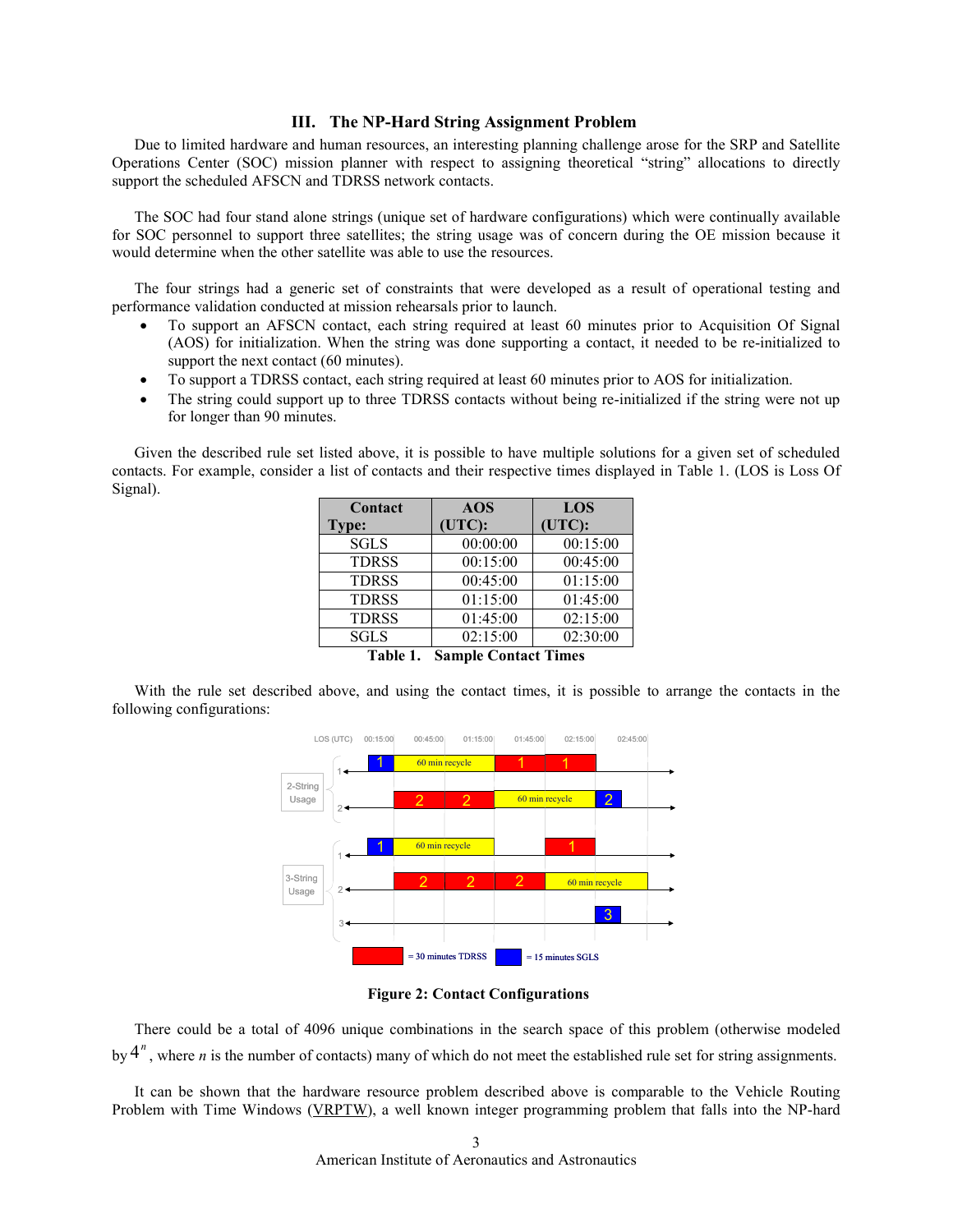## III. The NP-Hard String Assignment Problem

Due to limited hardware and human resources, an interesting planning challenge arose for the SRP and Satellite Operations Center (SOC) mission planner with respect to assigning theoretical "string" allocations to directly support the scheduled AFSCN and TDRSS network contacts.

The SOC had four stand alone strings (unique set of hardware configurations) which were continually available for SOC personnel to support three satellites; the string usage was of concern during the OE mission because it would determine when the other satellite was able to use the resources.

The four strings had a generic set of constraints that were developed as a result of operational testing and performance validation conducted at mission rehearsals prior to launch.

- To support an AFSCN contact, each string required at least 60 minutes prior to Acquisition Of Signal (AOS) for initialization. When the string was done supporting a contact, it needed to be re-initialized to support the next contact (60 minutes).
- To support a TDRSS contact, each string required at least 60 minutes prior to AOS for initialization.
- The string could support up to three TDRSS contacts without being re-initialized if the string were not up for longer than 90 minutes.

Given the described rule set listed above, it is possible to have multiple solutions for a given set of scheduled contacts. For example, consider a list of contacts and their respective times displayed in Table 1. (LOS is Loss Of Signal).

| Contact Type: | AOS (UTC): | LOS (UTC): |
|---|---|---|
| SGLS | 00:00:00 | 00:15:00 |
| TDRSS | 00:15:00 | 00:45:00 |
| TDRSS | 00:45:00 | 01:15:00 |
| TDRSS | 01:15:00 | 01:45:00 |
| TDRSS | 01:45:00 | 02:15:00 |
| SGLS | 02:15:00 | 02:30:00 |

**Table 1. Sample Contact Times**

With the rule set described above, and using the contact times, it is possible to arrange the contacts in the following configurations:

**Figure 2: Contact Configurations**

There could be a total of 4096 unique combinations in the search space of this problem (otherwise modeled by $4^n$, where $n$ is the number of contacts) many of which do not meet the established rule set for string assignments.

It can be shown that the hardware resource problem described above is comparable to the Vehicle Routing Problem with Time Windows (VRPTW), a well known integer programming problem that falls into the NP-hard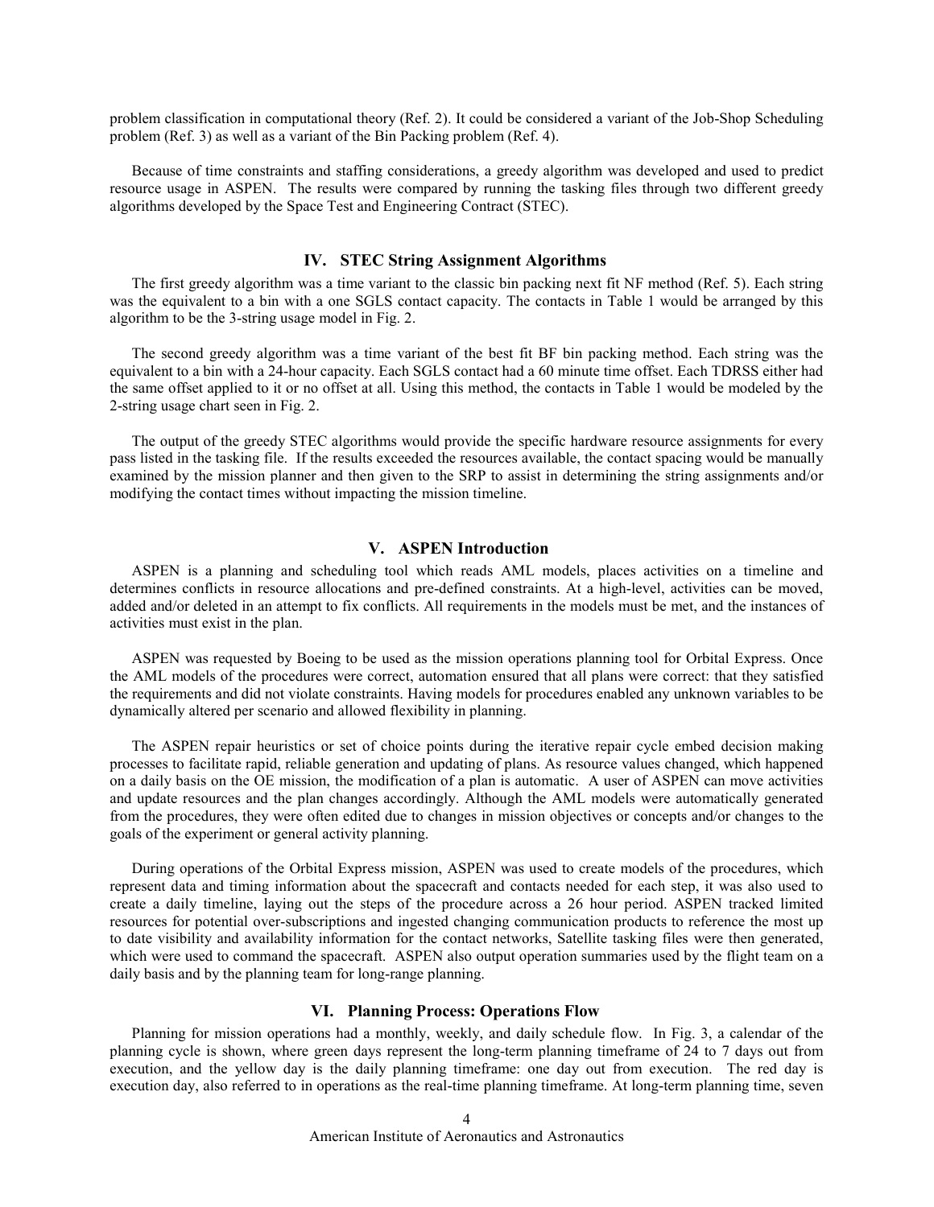problem classification in computational theory (Ref. 2). It could be considered a variant of the Job-Shop Scheduling problem (Ref. 3) as well as a variant of the Bin Packing problem (Ref. 4).

Because of time constraints and staffing considerations, a greedy algorithm was developed and used to predict resource usage in ASPEN. The results were compared by running the tasking files through two different greedy algorithms developed by the Space Test and Engineering Contract (STEC).

## IV. STEC String Assignment Algorithms

The first greedy algorithm was a time variant to the classic bin packing next fit NF method (Ref. 5). Each string was the equivalent to a bin with a one SGLS contact capacity. The contacts in Table 1 would be arranged by this algorithm to be the 3-string usage model in Fig. 2.

The second greedy algorithm was a time variant of the best fit BF bin packing method. Each string was the equivalent to a bin with a 24-hour capacity. Each SGLS contact had a 60 minute time offset. Each TDRSS either had the same offset applied to it or no offset at all. Using this method, the contacts in Table 1 would be modeled by the 2-string usage chart seen in Fig. 2.

The output of the greedy STEC algorithms would provide the specific hardware resource assignments for every pass listed in the tasking file. If the results exceeded the resources available, the contact spacing would be manually examined by the mission planner and then given to the SRP to assist in determining the string assignments and/or modifying the contact times without impacting the mission timeline.

## V. ASPEN Introduction

ASPEN is a planning and scheduling tool which reads AML models, places activities on a timeline and determines conflicts in resource allocations and pre-defined constraints. At a high-level, activities can be moved, added and/or deleted in an attempt to fix conflicts. All requirements in the models must be met, and the instances of activities must exist in the plan.

ASPEN was requested by Boeing to be used as the mission operations planning tool for Orbital Express. Once the AML models of the procedures were correct, automation ensured that all plans were correct: that they satisfied the requirements and did not violate constraints. Having models for procedures enabled any unknown variables to be dynamically altered per scenario and allowed flexibility in planning.

The ASPEN repair heuristics or set of choice points during the iterative repair cycle embed decision making processes to facilitate rapid, reliable generation and updating of plans. As resource values changed, which happened on a daily basis on the OE mission, the modification of a plan is automatic. A user of ASPEN can move activities and update resources and the plan changes accordingly. Although the AML models were automatically generated from the procedures, they were often edited due to changes in mission objectives or concepts and/or changes to the goals of the experiment or general activity planning.

During operations of the Orbital Express mission, ASPEN was used to create models of the procedures, which represent data and timing information about the spacecraft and contacts needed for each step, it was also used to create a daily timeline, laying out the steps of the procedure across a 26 hour period. ASPEN tracked limited resources for potential over-subscriptions and ingested changing communication products to reference the most up to date visibility and availability information for the contact networks, Satellite tasking files were then generated, which were used to command the spacecraft. ASPEN also output operation summaries used by the flight team on a daily basis and by the planning team for long-range planning.

## VI. Planning Process: Operations Flow

Planning for mission operations had a monthly, weekly, and daily schedule flow. In Fig. 3, a calendar of the planning cycle is shown, where green days represent the long-term planning timeframe of 24 to 7 days out from execution, and the yellow day is the daily planning timeframe: one day out from execution. The red day is execution day, also referred to in operations as the real-time planning timeframe. At long-term planning time, seven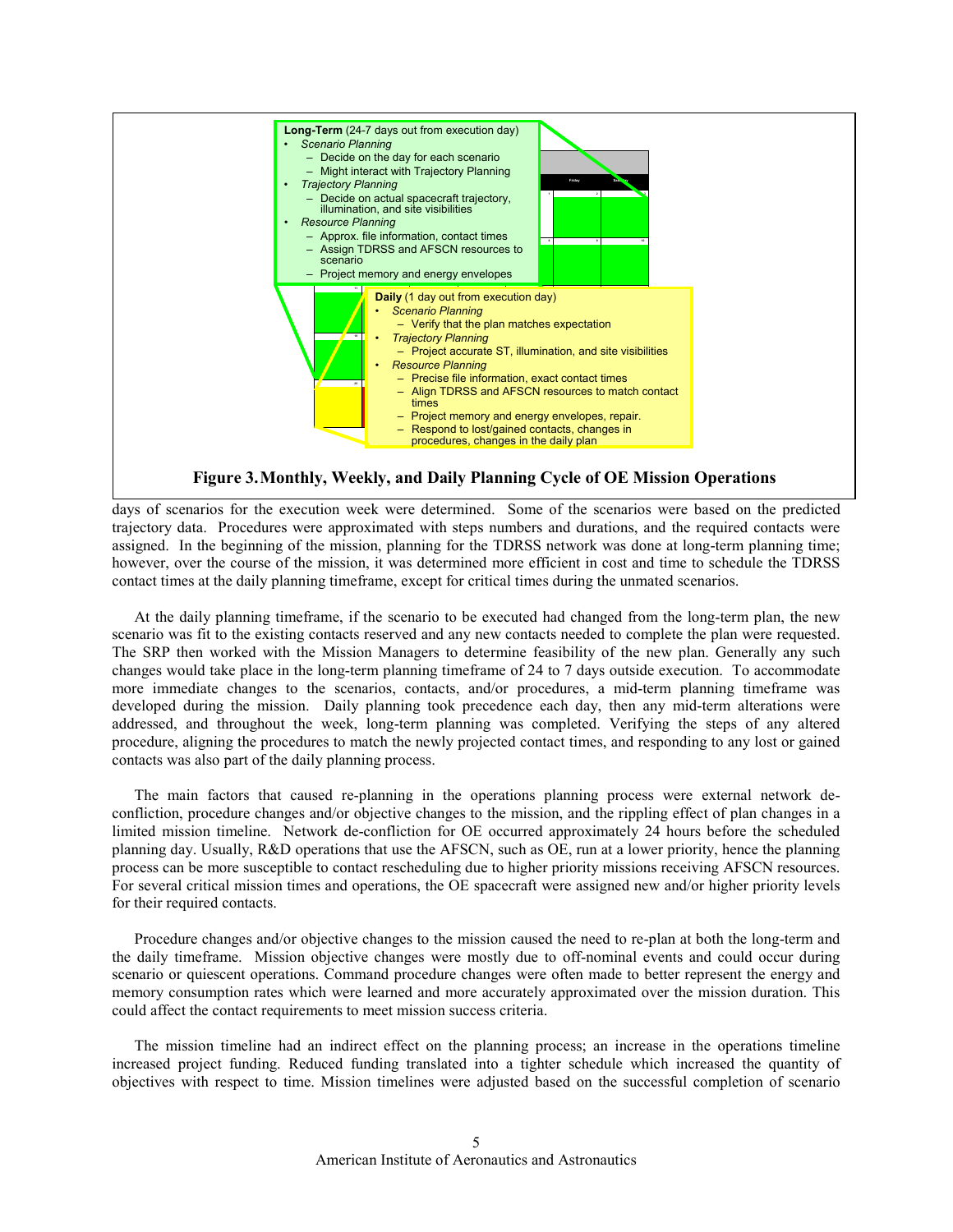**Long-Term** (24-7 days out from execution day)

- *Scenario Planning*
  - Decide on the day for each scenario
  - Might interact with Trajectory Planning
- *Trajectory Planning*
  - Decide on actual spacecraft trajectory, illumination, and site visibilities
- *Resource Planning*
  - Approx. file information, contact times
  - Assign TDRSS and AFSCN resources to scenario
  - Project memory and energy envelopes

**Daily** (1 day out from execution day)

- *Scenario Planning*
  - Verify that the plan matches expectation
- *Trajectory Planning*
  - Project accurate ST, illumination, and site visibilities
- *Resource Planning*
  - Precise file information, exact contact times
  - Align TDRSS and AFSCN resources to match contact times
  - Project memory and energy envelopes, repair.
  - Respond to lost/gained contacts, changes in procedures, changes in the daily plan

**Figure 3. Monthly, Weekly, and Daily Planning Cycle of OE Mission Operations**

days of scenarios for the execution week were determined. Some of the scenarios were based on the predicted trajectory data. Procedures were approximated with steps numbers and durations, and the required contacts were assigned. In the beginning of the mission, planning for the TDRSS network was done at long-term planning time; however, over the course of the mission, it was determined more efficient in cost and time to schedule the TDRSS contact times at the daily planning timeframe, except for critical times during the unmated scenarios.

At the daily planning timeframe, if the scenario to be executed had changed from the long-term plan, the new scenario was fit to the existing contacts reserved and any new contacts needed to complete the plan were requested. The SRP then worked with the Mission Managers to determine feasibility of the new plan. Generally any such changes would take place in the long-term planning timeframe of 24 to 7 days outside execution. To accommodate more immediate changes to the scenarios, contacts, and/or procedures, a mid-term planning timeframe was developed during the mission. Daily planning took precedence each day, then any mid-term alterations were addressed, and throughout the week, long-term planning was completed. Verifying the steps of any altered procedure, aligning the procedures to match the newly projected contact times, and responding to any lost or gained contacts was also part of the daily planning process.

The main factors that caused re-planning in the operations planning process were external network de-confliction, procedure changes and/or objective changes to the mission, and the rippling effect of plan changes in a limited mission timeline. Network de-confliction for OE occurred approximately 24 hours before the scheduled planning day. Usually, R&D operations that use the AFSCN, such as OE, run at a lower priority, hence the planning process can be more susceptible to contact rescheduling due to higher priority missions receiving AFSCN resources. For several critical mission times and operations, the OE spacecraft were assigned new and/or higher priority levels for their required contacts.

Procedure changes and/or objective changes to the mission caused the need to re-plan at both the long-term and the daily timeframe. Mission objective changes were mostly due to off-nominal events and could occur during scenario or quiescent operations. Command procedure changes were often made to better represent the energy and memory consumption rates which were learned and more accurately approximated over the mission duration. This could affect the contact requirements to meet mission success criteria.

The mission timeline had an indirect effect on the planning process; an increase in the operations timeline increased project funding. Reduced funding translated into a tighter schedule which increased the quantity of objectives with respect to time. Mission timelines were adjusted based on the successful completion of scenario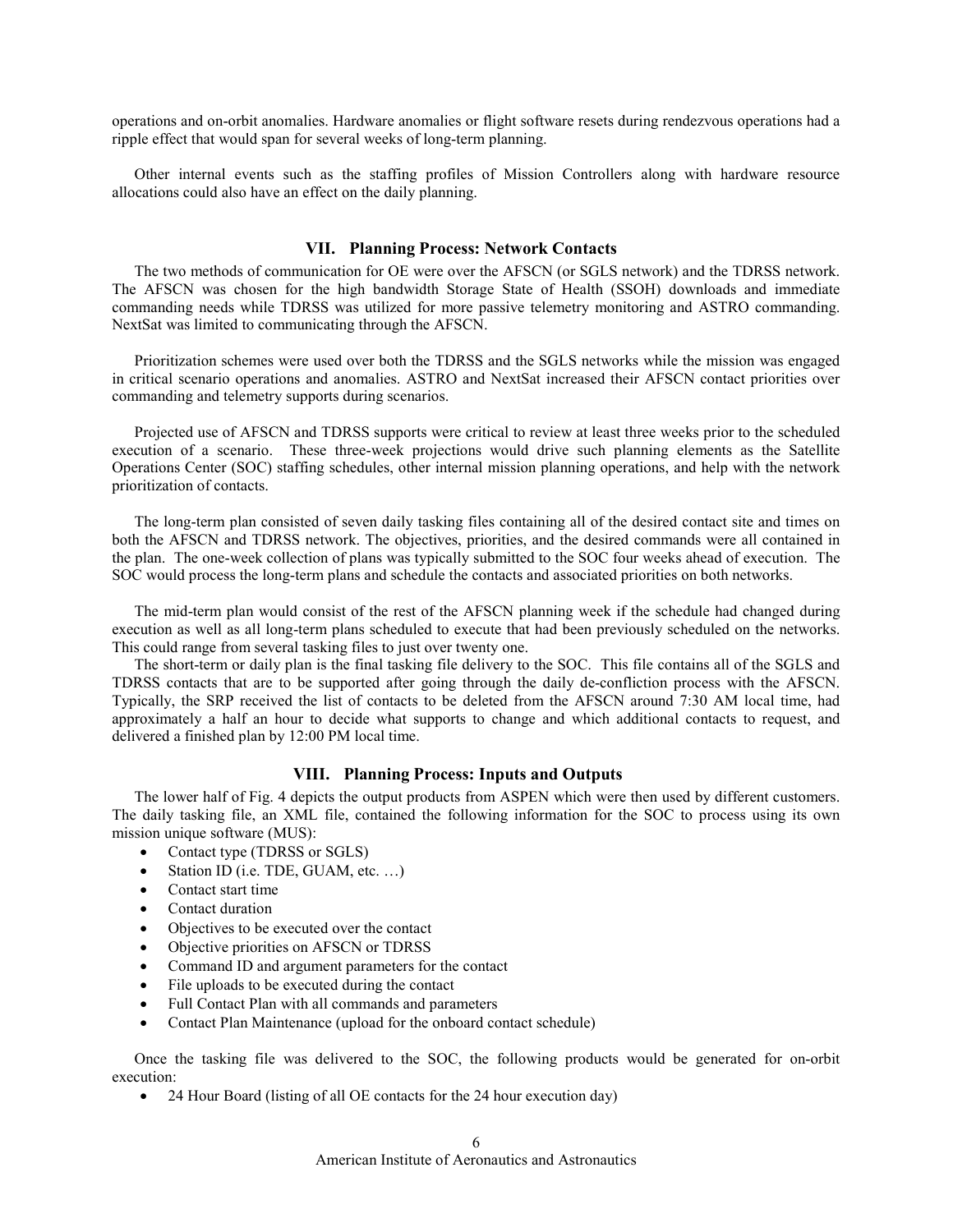operations and on-orbit anomalies. Hardware anomalies or flight software resets during rendezvous operations had a ripple effect that would span for several weeks of long-term planning.

Other internal events such as the staffing profiles of Mission Controllers along with hardware resource allocations could also have an effect on the daily planning.

## VII. Planning Process: Network Contacts

The two methods of communication for OE were over the AFSCN (or SGLS network) and the TDRSS network. The AFSCN was chosen for the high bandwidth Storage State of Health (SSOH) downloads and immediate commanding needs while TDRSS was utilized for more passive telemetry monitoring and ASTRO commanding. NextSat was limited to communicating through the AFSCN.

Prioritization schemes were used over both the TDRSS and the SGLS networks while the mission was engaged in critical scenario operations and anomalies. ASTRO and NextSat increased their AFSCN contact priorities over commanding and telemetry supports during scenarios.

Projected use of AFSCN and TDRSS supports were critical to review at least three weeks prior to the scheduled execution of a scenario. These three-week projections would drive such planning elements as the Satellite Operations Center (SOC) staffing schedules, other internal mission planning operations, and help with the network prioritization of contacts.

The long-term plan consisted of seven daily tasking files containing all of the desired contact site and times on both the AFSCN and TDRSS network. The objectives, priorities, and the desired commands were all contained in the plan. The one-week collection of plans was typically submitted to the SOC four weeks ahead of execution. The SOC would process the long-term plans and schedule the contacts and associated priorities on both networks.

The mid-term plan would consist of the rest of the AFSCN planning week if the schedule had changed during execution as well as all long-term plans scheduled to execute that had been previously scheduled on the networks. This could range from several tasking files to just over twenty one.

The short-term or daily plan is the final tasking file delivery to the SOC. This file contains all of the SGLS and TDRSS contacts that are to be supported after going through the daily de-confliction process with the AFSCN. Typically, the SRP received the list of contacts to be deleted from the AFSCN around 7:30 AM local time, had approximately a half an hour to decide what supports to change and which additional contacts to request, and delivered a finished plan by 12:00 PM local time.

## VIII. Planning Process: Inputs and Outputs

The lower half of Fig. 4 depicts the output products from ASPEN which were then used by different customers. The daily tasking file, an XML file, contained the following information for the SOC to process using its own mission unique software (MUS):

- Contact type (TDRSS or SGLS)
- Station ID (i.e. TDE, GUAM, etc. …)
- Contact start time
- Contact duration
- Objectives to be executed over the contact
- Objective priorities on AFSCN or TDRSS
- Command ID and argument parameters for the contact
- File uploads to be executed during the contact
- Full Contact Plan with all commands and parameters
- Contact Plan Maintenance (upload for the onboard contact schedule)

Once the tasking file was delivered to the SOC, the following products would be generated for on-orbit execution:

- 24 Hour Board (listing of all OE contacts for the 24 hour execution day)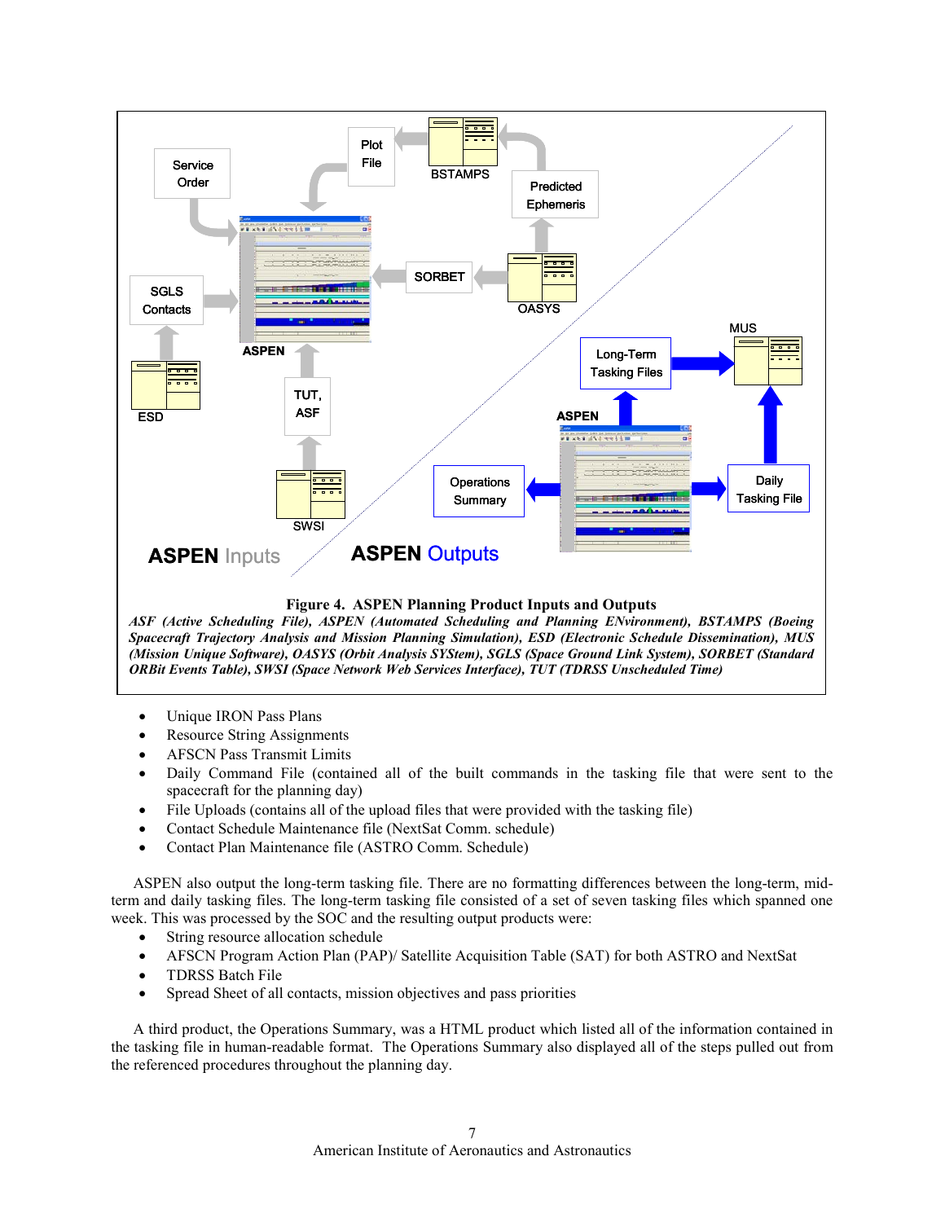**Figure 4. ASPEN Planning Product Inputs and Outputs**

*ASF (Active Scheduling File), ASPEN (Automated Scheduling and Planning ENvironment), BSTAMPS (Boeing Spacecraft Trajectory Analysis and Mission Planning Simulation), ESD (Electronic Schedule Dissemination), MUS (Mission Unique Software), OASYS (Orbit Analysis SYStem), SGLS (Space Ground Link System), SORBET (Standard ORBit Events Table), SWSI (Space Network Web Services Interface), TUT (TDRSS Unscheduled Time)*

- Unique IRON Pass Plans
- Resource String Assignments
- AFSCN Pass Transmit Limits
- Daily Command File (contained all of the built commands in the tasking file that were sent to the spacecraft for the planning day)
- File Uploads (contains all of the upload files that were provided with the tasking file)
- Contact Schedule Maintenance file (NextSat Comm. schedule)
- Contact Plan Maintenance file (ASTRO Comm. Schedule)

ASPEN also output the long-term tasking file. There are no formatting differences between the long-term, mid-term and daily tasking files. The long-term tasking file consisted of a set of seven tasking files which spanned one week. This was processed by the SOC and the resulting output products were:

- String resource allocation schedule
- AFSCN Program Action Plan (PAP)/ Satellite Acquisition Table (SAT) for both ASTRO and NextSat
- TDRSS Batch File
- Spread Sheet of all contacts, mission objectives and pass priorities

A third product, the Operations Summary, was a HTML product which listed all of the information contained in the tasking file in human-readable format. The Operations Summary also displayed all of the steps pulled out from the referenced procedures throughout the planning day.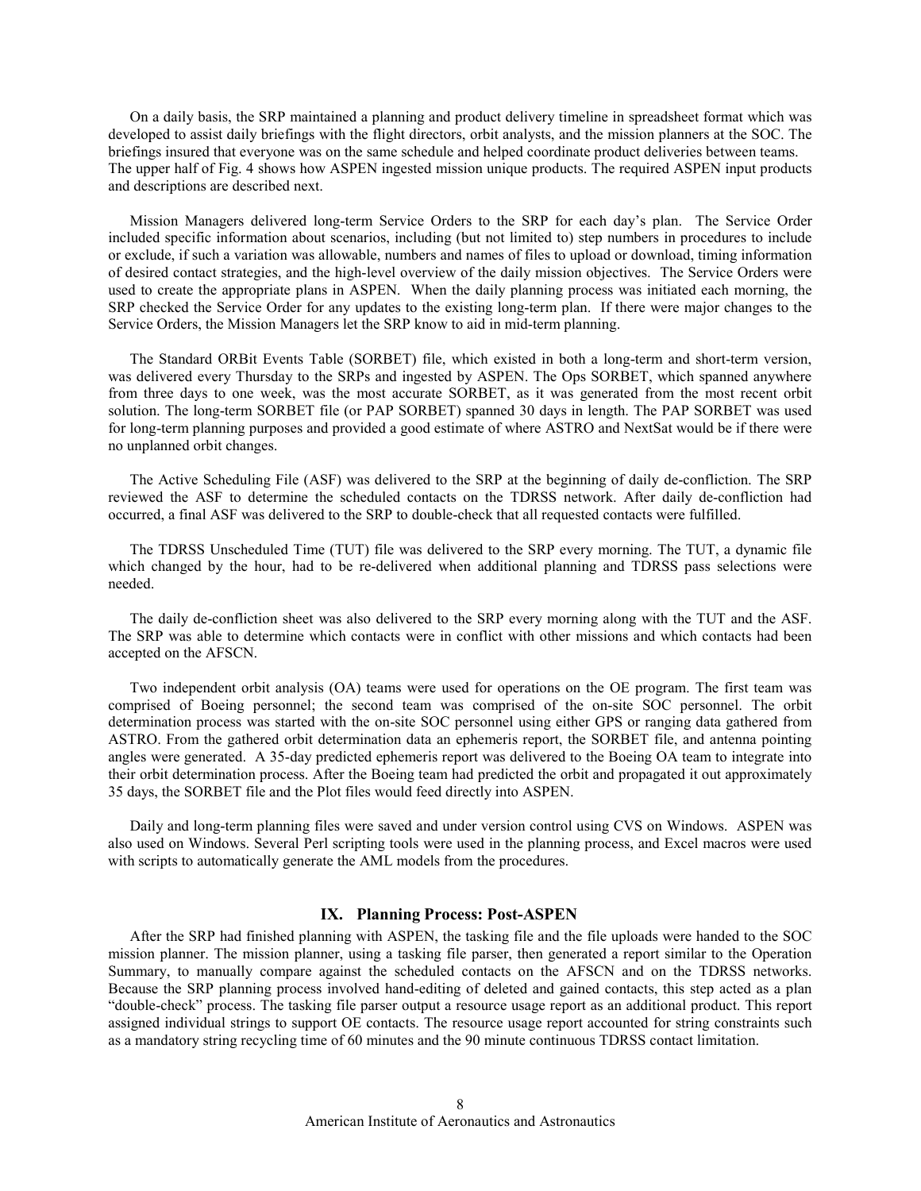On a daily basis, the SRP maintained a planning and product delivery timeline in spreadsheet format which was developed to assist daily briefings with the flight directors, orbit analysts, and the mission planners at the SOC. The briefings insured that everyone was on the same schedule and helped coordinate product deliveries between teams. The upper half of Fig. 4 shows how ASPEN ingested mission unique products. The required ASPEN input products and descriptions are described next.

Mission Managers delivered long-term Service Orders to the SRP for each day's plan. The Service Order included specific information about scenarios, including (but not limited to) step numbers in procedures to include or exclude, if such a variation was allowable, numbers and names of files to upload or download, timing information of desired contact strategies, and the high-level overview of the daily mission objectives. The Service Orders were used to create the appropriate plans in ASPEN. When the daily planning process was initiated each morning, the SRP checked the Service Order for any updates to the existing long-term plan. If there were major changes to the Service Orders, the Mission Managers let the SRP know to aid in mid-term planning.

The Standard ORBit Events Table (SORBET) file, which existed in both a long-term and short-term version, was delivered every Thursday to the SRPs and ingested by ASPEN. The Ops SORBET, which spanned anywhere from three days to one week, was the most accurate SORBET, as it was generated from the most recent orbit solution. The long-term SORBET file (or PAP SORBET) spanned 30 days in length. The PAP SORBET was used for long-term planning purposes and provided a good estimate of where ASTRO and NextSat would be if there were no unplanned orbit changes.

The Active Scheduling File (ASF) was delivered to the SRP at the beginning of daily de-confliction. The SRP reviewed the ASF to determine the scheduled contacts on the TDRSS network. After daily de-confliction had occurred, a final ASF was delivered to the SRP to double-check that all requested contacts were fulfilled.

The TDRSS Unscheduled Time (TUT) file was delivered to the SRP every morning. The TUT, a dynamic file which changed by the hour, had to be re-delivered when additional planning and TDRSS pass selections were needed.

The daily de-confliction sheet was also delivered to the SRP every morning along with the TUT and the ASF. The SRP was able to determine which contacts were in conflict with other missions and which contacts had been accepted on the AFSCN.

Two independent orbit analysis (OA) teams were used for operations on the OE program. The first team was comprised of Boeing personnel; the second team was comprised of the on-site SOC personnel. The orbit determination process was started with the on-site SOC personnel using either GPS or ranging data gathered from ASTRO. From the gathered orbit determination data an ephemeris report, the SORBET file, and antenna pointing angles were generated. A 35-day predicted ephemeris report was delivered to the Boeing OA team to integrate into their orbit determination process. After the Boeing team had predicted the orbit and propagated it out approximately 35 days, the SORBET file and the Plot files would feed directly into ASPEN.

Daily and long-term planning files were saved and under version control using CVS on Windows. ASPEN was also used on Windows. Several Perl scripting tools were used in the planning process, and Excel macros were used with scripts to automatically generate the AML models from the procedures.

## IX. Planning Process: Post-ASPEN

After the SRP had finished planning with ASPEN, the tasking file and the file uploads were handed to the SOC mission planner. The mission planner, using a tasking file parser, then generated a report similar to the Operation Summary, to manually compare against the scheduled contacts on the AFSCN and on the TDRSS networks. Because the SRP planning process involved hand-editing of deleted and gained contacts, this step acted as a plan "double-check" process. The tasking file parser output a resource usage report as an additional product. This report assigned individual strings to support OE contacts. The resource usage report accounted for string constraints such as a mandatory string recycling time of 60 minutes and the 90 minute continuous TDRSS contact limitation.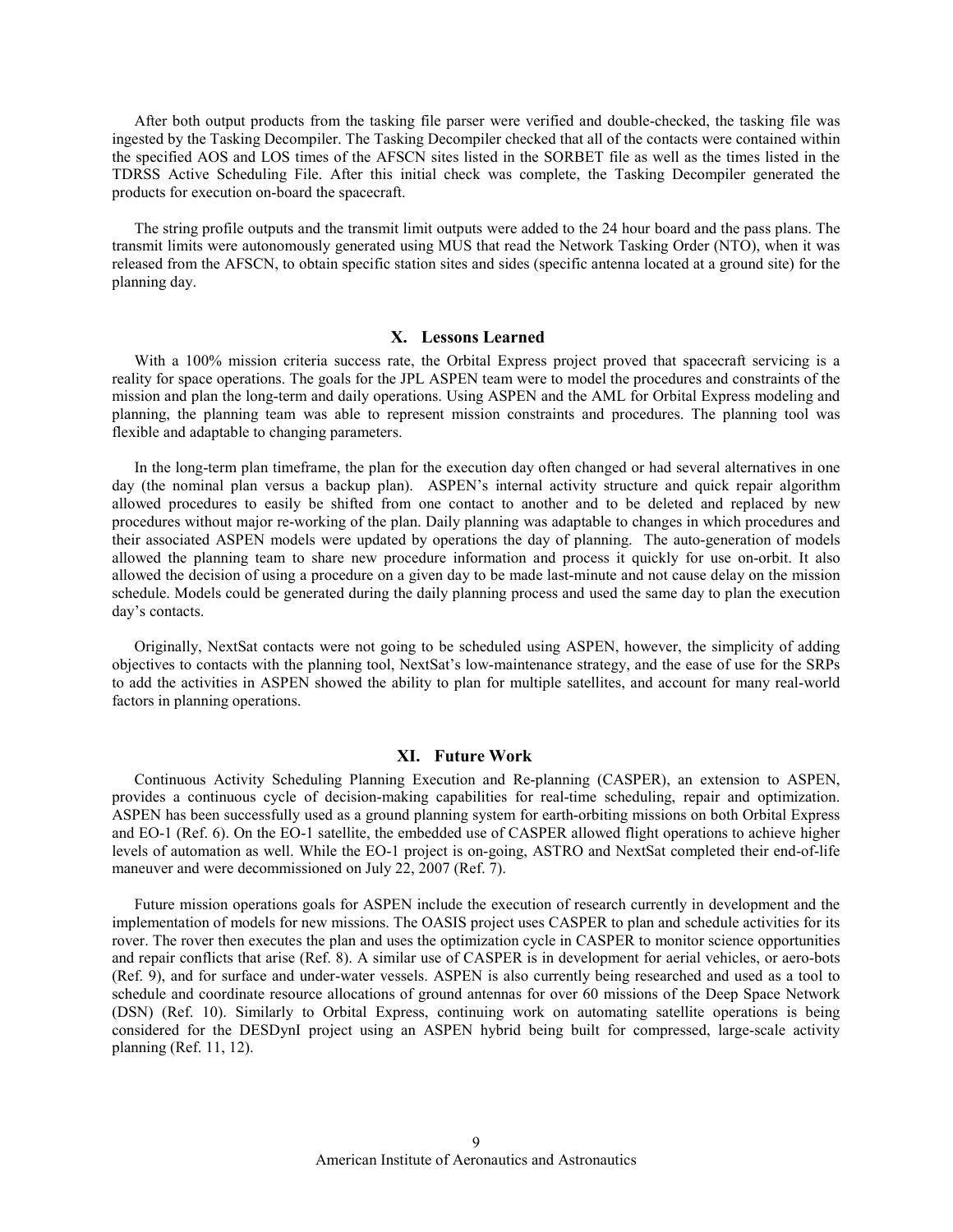After both output products from the tasking file parser were verified and double-checked, the tasking file was ingested by the Tasking Decompiler. The Tasking Decompiler checked that all of the contacts were contained within the specified AOS and LOS times of the AFSCN sites listed in the SORBET file as well as the times listed in the TDRSS Active Scheduling File. After this initial check was complete, the Tasking Decompiler generated the products for execution on-board the spacecraft.

The string profile outputs and the transmit limit outputs were added to the 24 hour board and the pass plans. The transmit limits were autonomously generated using MUS that read the Network Tasking Order (NTO), when it was released from the AFSCN, to obtain specific station sites and sides (specific antenna located at a ground site) for the planning day.

## X. Lessons Learned

With a 100% mission criteria success rate, the Orbital Express project proved that spacecraft servicing is a reality for space operations. The goals for the JPL ASPEN team were to model the procedures and constraints of the mission and plan the long-term and daily operations. Using ASPEN and the AML for Orbital Express modeling and planning, the planning team was able to represent mission constraints and procedures. The planning tool was flexible and adaptable to changing parameters.

In the long-term plan timeframe, the plan for the execution day often changed or had several alternatives in one day (the nominal plan versus a backup plan). ASPEN's internal activity structure and quick repair algorithm allowed procedures to easily be shifted from one contact to another and to be deleted and replaced by new procedures without major re-working of the plan. Daily planning was adaptable to changes in which procedures and their associated ASPEN models were updated by operations the day of planning. The auto-generation of models allowed the planning team to share new procedure information and process it quickly for use on-orbit. It also allowed the decision of using a procedure on a given day to be made last-minute and not cause delay on the mission schedule. Models could be generated during the daily planning process and used the same day to plan the execution day's contacts.

Originally, NextSat contacts were not going to be scheduled using ASPEN, however, the simplicity of adding objectives to contacts with the planning tool, NextSat's low-maintenance strategy, and the ease of use for the SRPs to add the activities in ASPEN showed the ability to plan for multiple satellites, and account for many real-world factors in planning operations.

## XI. Future Work

Continuous Activity Scheduling Planning Execution and Re-planning (CASPER), an extension to ASPEN, provides a continuous cycle of decision-making capabilities for real-time scheduling, repair and optimization. ASPEN has been successfully used as a ground planning system for earth-orbiting missions on both Orbital Express and EO-1 (Ref. 6). On the EO-1 satellite, the embedded use of CASPER allowed flight operations to achieve higher levels of automation as well. While the EO-1 project is on-going, ASTRO and NextSat completed their end-of-life maneuver and were decommissioned on July 22, 2007 (Ref. 7).

Future mission operations goals for ASPEN include the execution of research currently in development and the implementation of models for new missions. The OASIS project uses CASPER to plan and schedule activities for its rover. The rover then executes the plan and uses the optimization cycle in CASPER to monitor science opportunities and repair conflicts that arise (Ref. 8). A similar use of CASPER is in development for aerial vehicles, or aero-bots (Ref. 9), and for surface and under-water vessels. ASPEN is also currently being researched and used as a tool to schedule and coordinate resource allocations of ground antennas for over 60 missions of the Deep Space Network (DSN) (Ref. 10). Similarly to Orbital Express, continuing work on automating satellite operations is being considered for the DESDynI project using an ASPEN hybrid being built for compressed, large-scale activity planning (Ref. 11, 12).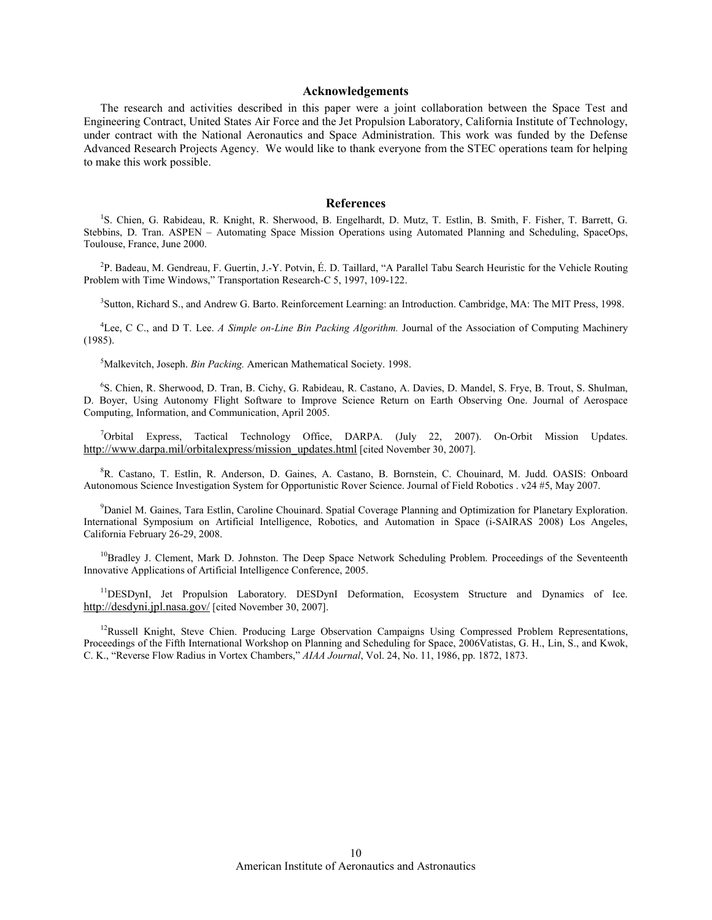## Acknowledgements

The research and activities described in this paper were a joint collaboration between the Space Test and Engineering Contract, United States Air Force and the Jet Propulsion Laboratory, California Institute of Technology, under contract with the National Aeronautics and Space Administration. This work was funded by the Defense Advanced Research Projects Agency. We would like to thank everyone from the STEC operations team for helping to make this work possible.

## References

[1]S. Chien, G. Rabideau, R. Knight, R. Sherwood, B. Engelhardt, D. Mutz, T. Estlin, B. Smith, F. Fisher, T. Barrett, G. Stebbins, D. Tran. ASPEN – Automating Space Mission Operations using Automated Planning and Scheduling, SpaceOps, Toulouse, France, June 2000.

[2]P. Badeau, M. Gendreau, F. Guertin, J.-Y. Potvin, É. D. Taillard, "A Parallel Tabu Search Heuristic for the Vehicle Routing Problem with Time Windows," Transportation Research-C 5, 1997, 109-122.

[3]Sutton, Richard S., and Andrew G. Barto. Reinforcement Learning: an Introduction. Cambridge, MA: The MIT Press, 1998.

[4]Lee, C C., and D T. Lee. *A Simple on-Line Bin Packing Algorithm.* Journal of the Association of Computing Machinery (1985).

[5]Malkevitch, Joseph. *Bin Packing.* American Mathematical Society. 1998.

[6]S. Chien, R. Sherwood, D. Tran, B. Cichy, G. Rabideau, R. Castano, A. Davies, D. Mandel, S. Frye, B. Trout, S. Shulman, D. Boyer, Using Autonomy Flight Software to Improve Science Return on Earth Observing One. Journal of Aerospace Computing, Information, and Communication, April 2005.

[7]Orbital Express, Tactical Technology Office, DARPA. (July 22, 2007). On-Orbit Mission Updates. http://www.darpa.mil/orbitalexpress/mission_updates.html [cited November 30, 2007].

[8]R. Castano, T. Estlin, R. Anderson, D. Gaines, A. Castano, B. Bornstein, C. Chouinard, M. Judd. OASIS: Onboard Autonomous Science Investigation System for Opportunistic Rover Science. Journal of Field Robotics . v24 #5, May 2007.

[9]Daniel M. Gaines, Tara Estlin, Caroline Chouinard. Spatial Coverage Planning and Optimization for Planetary Exploration. International Symposium on Artificial Intelligence, Robotics, and Automation in Space (i-SAIRAS 2008) Los Angeles, California February 26-29, 2008.

[10]Bradley J. Clement, Mark D. Johnston. The Deep Space Network Scheduling Problem. Proceedings of the Seventeenth Innovative Applications of Artificial Intelligence Conference, 2005.

[11]DESDynI, Jet Propulsion Laboratory. DESDynI Deformation, Ecosystem Structure and Dynamics of Ice. http://desdyni.jpl.nasa.gov/ [cited November 30, 2007].

[12]Russell Knight, Steve Chien. Producing Large Observation Campaigns Using Compressed Problem Representations, Proceedings of the Fifth International Workshop on Planning and Scheduling for Space, 2006Vatistas, G. H., Lin, S., and Kwok, C. K., "Reverse Flow Radius in Vortex Chambers," *AIAA Journal*, Vol. 24, No. 11, 1986, pp. 1872, 1873.